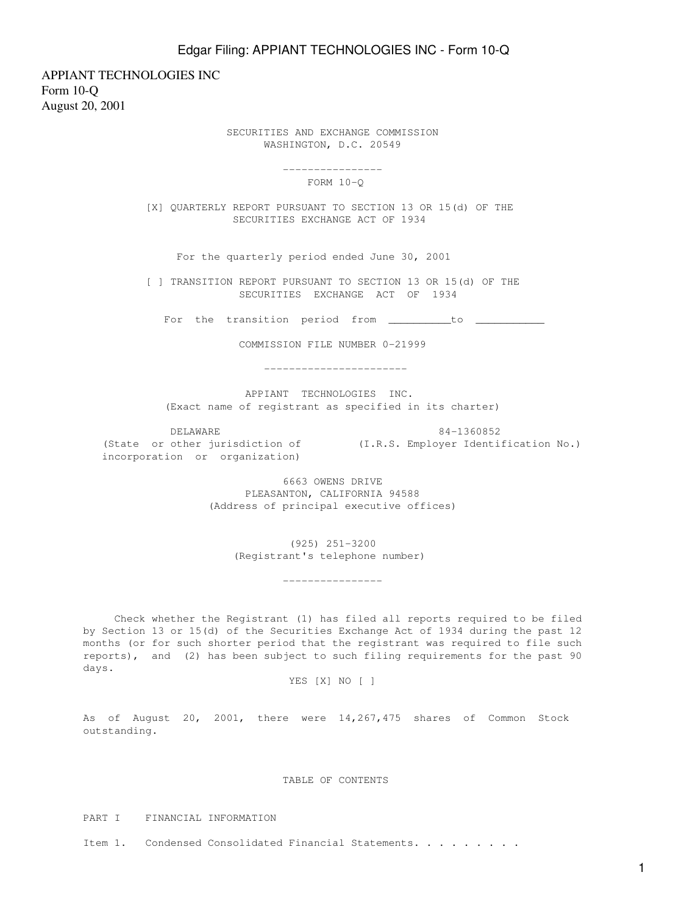APPIANT TECHNOLOGIES INC
Form 10-Q
August 20, 2001

SECURITIES AND EXCHANGE COMMISSION
WASHINGTON, D.C. 20549

---

FORM 10-Q

[X] QUARTERLY REPORT PURSUANT TO SECTION 13 OR 15(d) OF THE SECURITIES EXCHANGE ACT OF 1934

For the quarterly period ended June 30, 2001

[ ] TRANSITION REPORT PURSUANT TO SECTION 13 OR 15(d) OF THE SECURITIES EXCHANGE ACT OF 1934

For the transition period from __________to ___________

COMMISSION FILE NUMBER 0-21999

---

APPIANT TECHNOLOGIES INC.
(Exact name of registrant as specified in its charter)

| DELAWARE | 84-1360852 |
|---|---|
| (State or other jurisdiction of incorporation or organization) | (I.R.S. Employer Identification No.) |

6663 OWENS DRIVE
PLEASANTON, CALIFORNIA 94588
(Address of principal executive offices)

(925) 251-3200
(Registrant's telephone number)

---

Check whether the Registrant (1) has filed all reports required to be filed by Section 13 or 15(d) of the Securities Exchange Act of 1934 during the past 12 months (or for such shorter period that the registrant was required to file such reports), and (2) has been subject to such filing requirements for the past 90 days.

YES [X] NO [ ]

As of August 20, 2001, there were 14,267,475 shares of Common Stock outstanding.

TABLE OF CONTENTS

PART I FINANCIAL INFORMATION

Item 1. Condensed Consolidated Financial Statements. . . . . . . . .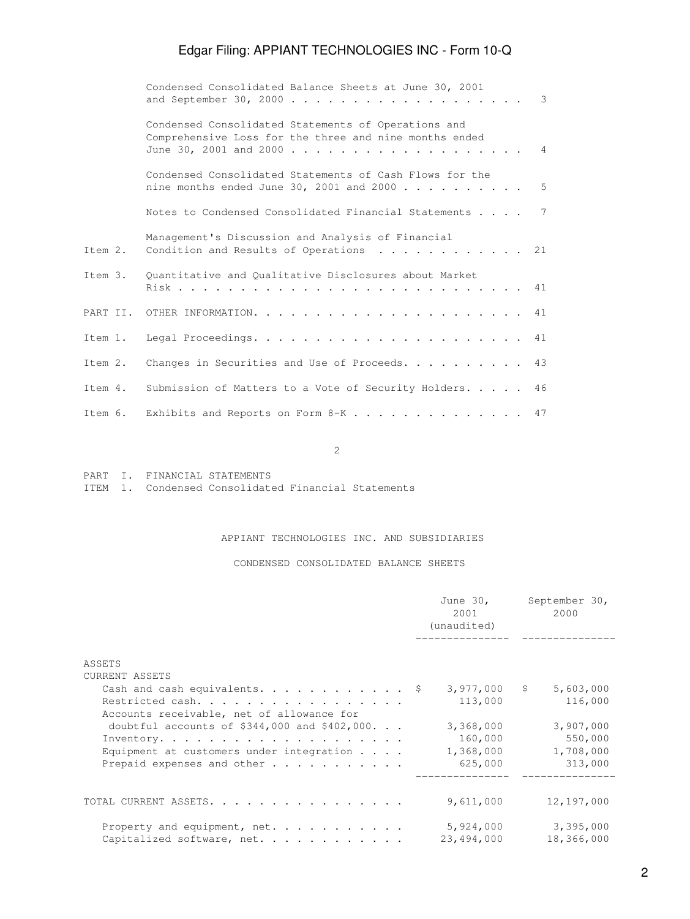| | | |
|---|---|---|
| | Condensed Consolidated Balance Sheets at June 30, 2001 and September 30, 2000 | 3 |
| | Condensed Consolidated Statements of Operations and Comprehensive Loss for the three and nine months ended June 30, 2001 and 2000 | 4 |
| | Condensed Consolidated Statements of Cash Flows for the nine months ended June 30, 2001 and 2000 | 5 |
| | Notes to Condensed Consolidated Financial Statements | 7 |
| Item 2. | Management's Discussion and Analysis of Financial Condition and Results of Operations | 21 |
| Item 3. | Quantitative and Qualitative Disclosures about Market Risk | 41 |
| PART II. | OTHER INFORMATION. | 41 |
| Item 1. | Legal Proceedings. | 41 |
| Item 2. | Changes in Securities and Use of Proceeds. | 43 |
| Item 4. | Submission of Matters to a Vote of Security Holders. | 46 |
| Item 6. | Exhibits and Reports on Form 8-K | 47 |

PART I. FINANCIAL STATEMENTS

ITEM 1. Condensed Consolidated Financial Statements

APPIANT TECHNOLOGIES INC. AND SUBSIDIARIES

CONDENSED CONSOLIDATED BALANCE SHEETS

| | June 30, 2001 (unaudited) | September 30, 2000 |
|---|---|---|
| ASSETS | | |
| CURRENT ASSETS | | |
| Cash and cash equivalents. | $ 3,977,000 | $ 5,603,000 |
| Restricted cash. | 113,000 | 116,000 |
| Accounts receivable, net of allowance for doubtful accounts of $344,000 and $402,000. | 3,368,000 | 3,907,000 |
| Inventory. | 160,000 | 550,000 |
| Equipment at customers under integration | 1,368,000 | 1,708,000 |
| Prepaid expenses and other | 625,000 | 313,000 |
| TOTAL CURRENT ASSETS. | 9,611,000 | 12,197,000 |
| Property and equipment, net. | 5,924,000 | 3,395,000 |
| Capitalized software, net. | 23,494,000 | 18,366,000 |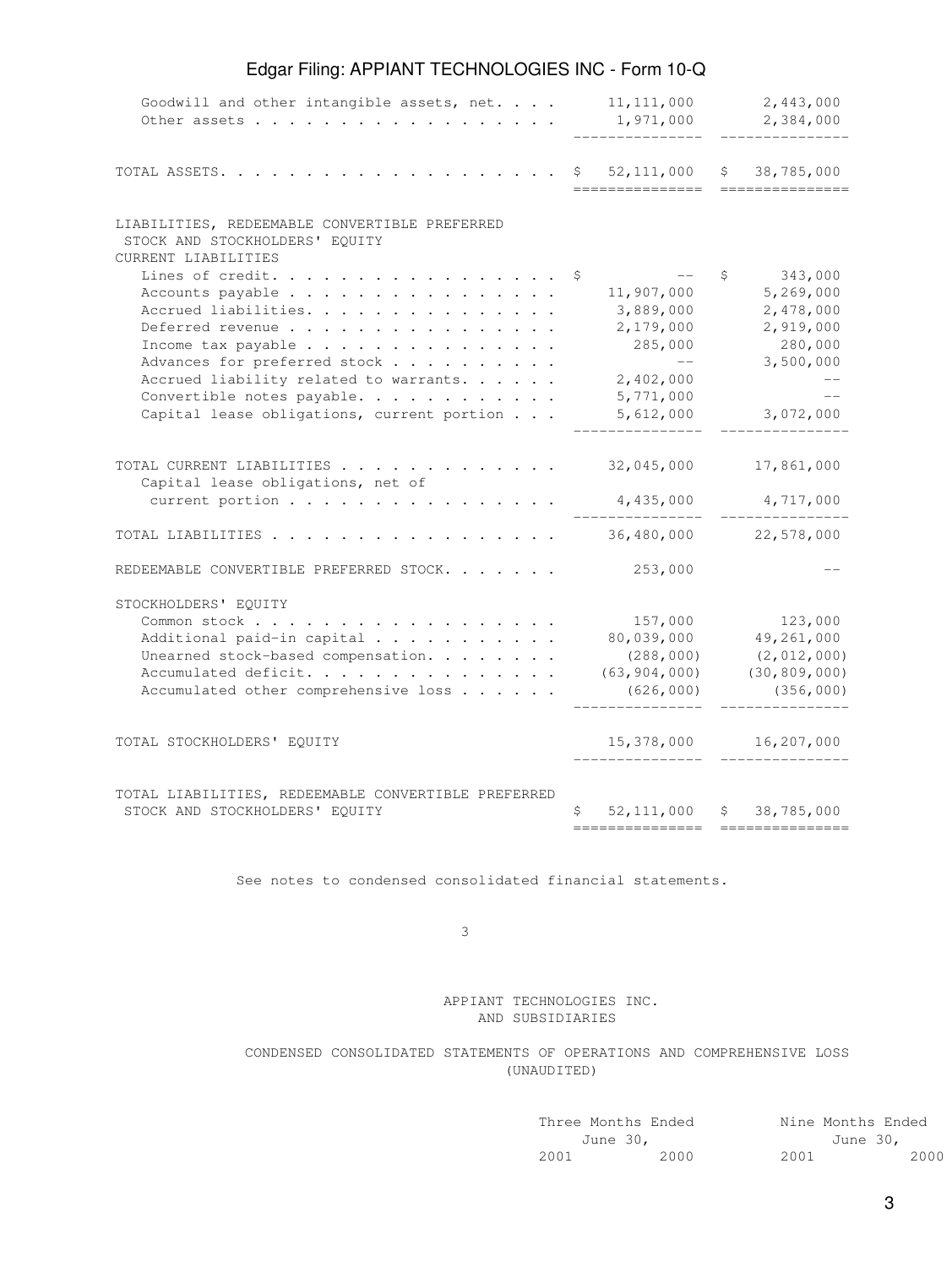| | | |
|---|---|---|
| Goodwill and other intangible assets, net | 11,111,000 | 2,443,000 |
| Other assets | 1,971,000 | 2,384,000 |
| TOTAL ASSETS | $ 52,111,000 | $ 38,785,000 |
| **LIABILITIES, REDEEMABLE CONVERTIBLE PREFERRED STOCK AND STOCKHOLDERS' EQUITY** | | |
| CURRENT LIABILITIES | | |
| Lines of credit | $ -- | $ 343,000 |
| Accounts payable | 11,907,000 | 5,269,000 |
| Accrued liabilities | 3,889,000 | 2,478,000 |
| Deferred revenue | 2,179,000 | 2,919,000 |
| Income tax payable | 285,000 | 280,000 |
| Advances for preferred stock | -- | 3,500,000 |
| Accrued liability related to warrants | 2,402,000 | -- |
| Convertible notes payable | 5,771,000 | -- |
| Capital lease obligations, current portion | 5,612,000 | 3,072,000 |
| TOTAL CURRENT LIABILITIES | 32,045,000 | 17,861,000 |
| Capital lease obligations, net of current portion | 4,435,000 | 4,717,000 |
| TOTAL LIABILITIES | 36,480,000 | 22,578,000 |
| REDEEMABLE CONVERTIBLE PREFERRED STOCK | 253,000 | -- |
| STOCKHOLDERS' EQUITY | | |
| Common stock | 157,000 | 123,000 |
| Additional paid-in capital | 80,039,000 | 49,261,000 |
| Unearned stock-based compensation | (288,000) | (2,012,000) |
| Accumulated deficit | (63,904,000) | (30,809,000) |
| Accumulated other comprehensive loss | (626,000) | (356,000) |
| TOTAL STOCKHOLDERS' EQUITY | 15,378,000 | 16,207,000 |
| TOTAL LIABILITIES, REDEEMABLE CONVERTIBLE PREFERRED STOCK AND STOCKHOLDERS' EQUITY | $ 52,111,000 | $ 38,785,000 |

See notes to condensed consolidated financial statements.

APPIANT TECHNOLOGIES INC.
AND SUBSIDIARIES

CONDENSED CONSOLIDATED STATEMENTS OF OPERATIONS AND COMPREHENSIVE LOSS
(UNAUDITED)

| | Three Months Ended June 30, | | Nine Months Ended June 30, | |
|---|---|---|---|---|
| | 2001 | 2000 | 2001 | 2000 |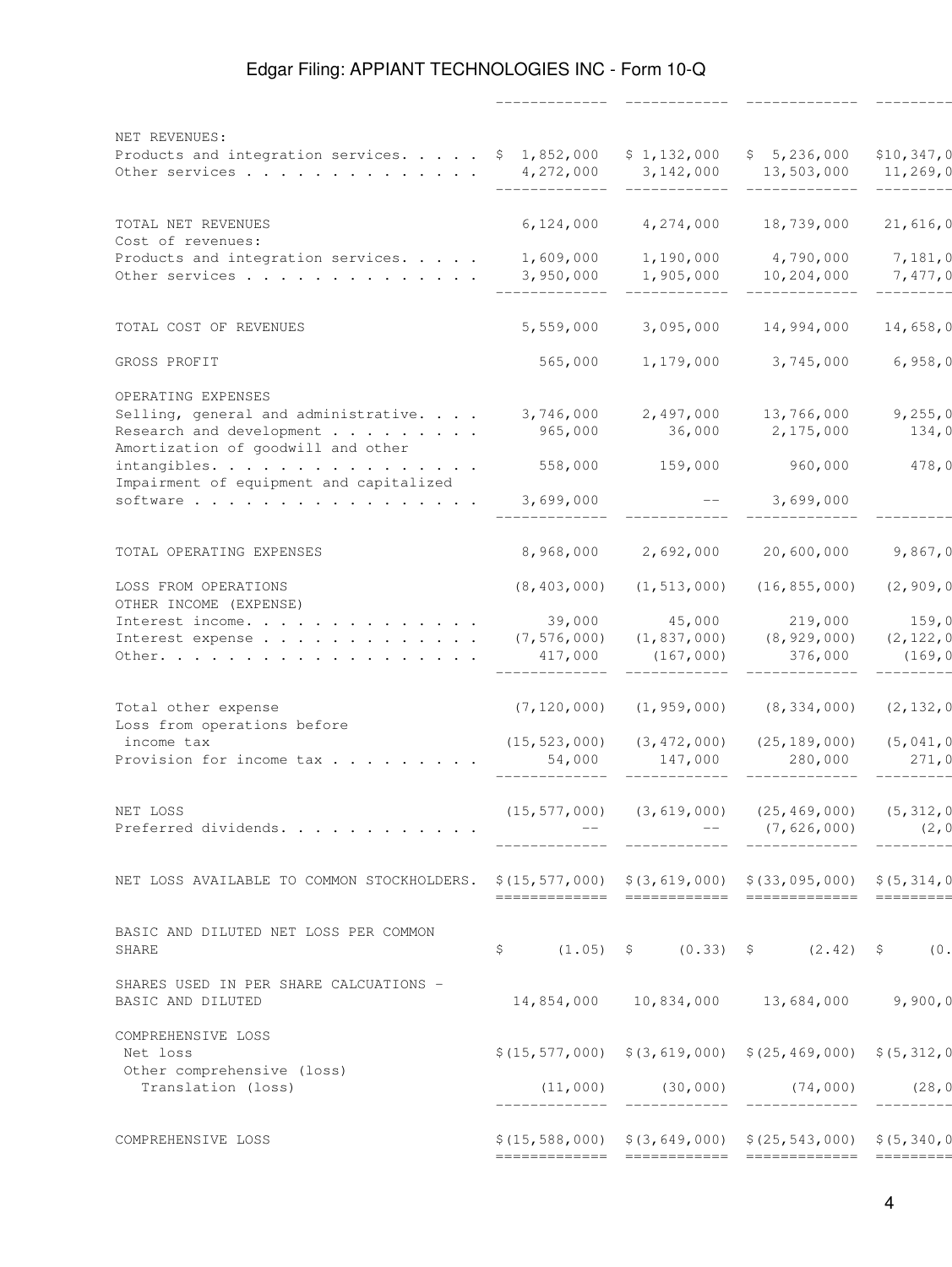| | | | | |
|---|---|---|---|---|
| NET REVENUES: | | | | |
| Products and integration services. . . . . | $ 1,852,000 | $ 1,132,000 | $ 5,236,000 | $10,347,0 |
| Other services . . . . . . . . . . . . . . | 4,272,000 | 3,142,000 | 13,503,000 | 11,269,0 |
| TOTAL NET REVENUES | 6,124,000 | 4,274,000 | 18,739,000 | 21,616,0 |
| Cost of revenues: | | | | |
| Products and integration services. . . . . | 1,609,000 | 1,190,000 | 4,790,000 | 7,181,0 |
| Other services . . . . . . . . . . . . . . | 3,950,000 | 1,905,000 | 10,204,000 | 7,477,0 |
| TOTAL COST OF REVENUES | 5,559,000 | 3,095,000 | 14,994,000 | 14,658,0 |
| GROSS PROFIT | 565,000 | 1,179,000 | 3,745,000 | 6,958,0 |
| OPERATING EXPENSES | | | | |
| Selling, general and administrative. . . . | 3,746,000 | 2,497,000 | 13,766,000 | 9,255,0 |
| Research and development . . . . . . . . . | 965,000 | 36,000 | 2,175,000 | 134,0 |
| Amortization of goodwill and other intangibles. . . . . . . . . . . . . . . . | 558,000 | 159,000 | 960,000 | 478,0 |
| Impairment of equipment and capitalized software . . . . . . . . . . . . . . . . . | 3,699,000 | -- | 3,699,000 | |
| TOTAL OPERATING EXPENSES | 8,968,000 | 2,692,000 | 20,600,000 | 9,867,0 |
| LOSS FROM OPERATIONS | (8,403,000) | (1,513,000) | (16,855,000) | (2,909,0 |
| OTHER INCOME (EXPENSE) | | | | |
| Interest income. . . . . . . . . . . . . . | 39,000 | 45,000 | 219,000 | 159,0 |
| Interest expense . . . . . . . . . . . . . | (7,576,000) | (1,837,000) | (8,929,000) | (2,122,0 |
| Other. . . . . . . . . . . . . . . . . . . | 417,000 | (167,000) | 376,000 | (169,0 |
| Total other expense | (7,120,000) | (1,959,000) | (8,334,000) | (2,132,0 |
| Loss from operations before income tax | (15,523,000) | (3,472,000) | (25,189,000) | (5,041,0 |
| Provision for income tax . . . . . . . . . | 54,000 | 147,000 | 280,000 | 271,0 |
| NET LOSS | (15,577,000) | (3,619,000) | (25,469,000) | (5,312,0 |
| Preferred dividends. . . . . . . . . . . . | -- | -- | (7,626,000) | (2,0 |
| NET LOSS AVAILABLE TO COMMON STOCKHOLDERS. | $(15,577,000) | $(3,619,000) | $(33,095,000) | $(5,314,0 |
| BASIC AND DILUTED NET LOSS PER COMMON SHARE | $ (1.05) | $ (0.33) | $ (2.42) | $ (0. |
| SHARES USED IN PER SHARE CALCUATIONS - BASIC AND DILUTED | 14,854,000 | 10,834,000 | 13,684,000 | 9,900,0 |
| COMPREHENSIVE LOSS | | | | |
| Net loss | $(15,577,000) | $(3,619,000) | $(25,469,000) | $(5,312,0 |
| Other comprehensive (loss) | | | | |
| Translation (loss) | (11,000) | (30,000) | (74,000) | (28,0 |
| COMPREHENSIVE LOSS | $(15,588,000) | $(3,649,000) | $(25,543,000) | $(5,340,0 |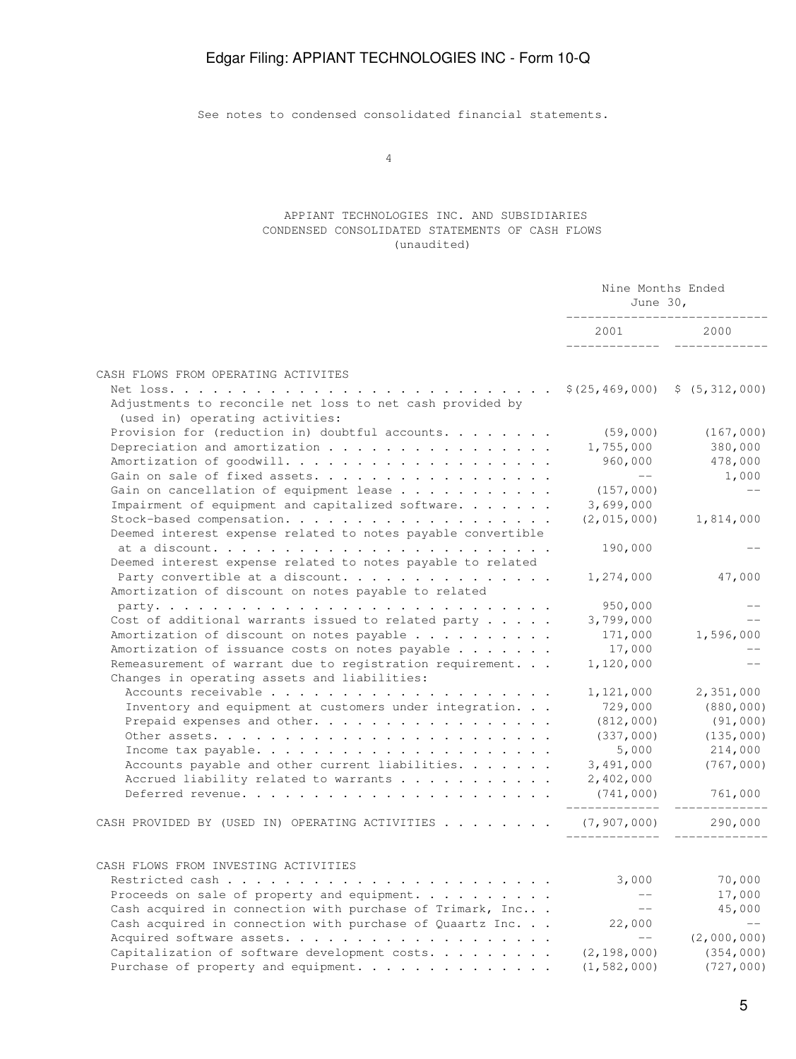See notes to condensed consolidated financial statements.

APPIANT TECHNOLOGIES INC. AND SUBSIDIARIES
CONDENSED CONSOLIDATED STATEMENTS OF CASH FLOWS
(unaudited)

| | Nine Months Ended June 30, | |
|---|---|---|
| | 2001 | 2000 |
| **CASH FLOWS FROM OPERATING ACTIVITES** | | |
| Net loss | $(25,469,000) | $ (5,312,000) |
| Adjustments to reconcile net loss to net cash provided by (used in) operating activities: | | |
| Provision for (reduction in) doubtful accounts | (59,000) | (167,000) |
| Depreciation and amortization | 1,755,000 | 380,000 |
| Amortization of goodwill | 960,000 | 478,000 |
| Gain on sale of fixed assets | -- | 1,000 |
| Gain on cancellation of equipment lease | (157,000) | -- |
| Impairment of equipment and capitalized software | 3,699,000 | |
| Stock-based compensation | (2,015,000) | 1,814,000 |
| Deemed interest expense related to notes payable convertible at a discount | 190,000 | -- |
| Deemed interest expense related to notes payable to related Party convertible at a discount | 1,274,000 | 47,000 |
| Amortization of discount on notes payable to related party | 950,000 | -- |
| Cost of additional warrants issued to related party | 3,799,000 | -- |
| Amortization of discount on notes payable | 171,000 | 1,596,000 |
| Amortization of issuance costs on notes payable | 17,000 | -- |
| Remeasurement of warrant due to registration requirement | 1,120,000 | -- |
| Changes in operating assets and liabilities: | | |
| Accounts receivable | 1,121,000 | 2,351,000 |
| Inventory and equipment at customers under integration | 729,000 | (880,000) |
| Prepaid expenses and other | (812,000) | (91,000) |
| Other assets | (337,000) | (135,000) |
| Income tax payable | 5,000 | 214,000 |
| Accounts payable and other current liabilities | 3,491,000 | (767,000) |
| Accrued liability related to warrants | 2,402,000 | |
| Deferred revenue | (741,000) | 761,000 |
| CASH PROVIDED BY (USED IN) OPERATING ACTIVITIES | (7,907,000) | 290,000 |
| **CASH FLOWS FROM INVESTING ACTIVITIES** | | |
| Restricted cash | 3,000 | 70,000 |
| Proceeds on sale of property and equipment | -- | 17,000 |
| Cash acquired in connection with purchase of Trimark, Inc. | -- | 45,000 |
| Cash acquired in connection with purchase of Quaartz Inc. | 22,000 | -- |
| Acquired software assets | -- | (2,000,000) |
| Capitalization of software development costs | (2,198,000) | (354,000) |
| Purchase of property and equipment | (1,582,000) | (727,000) |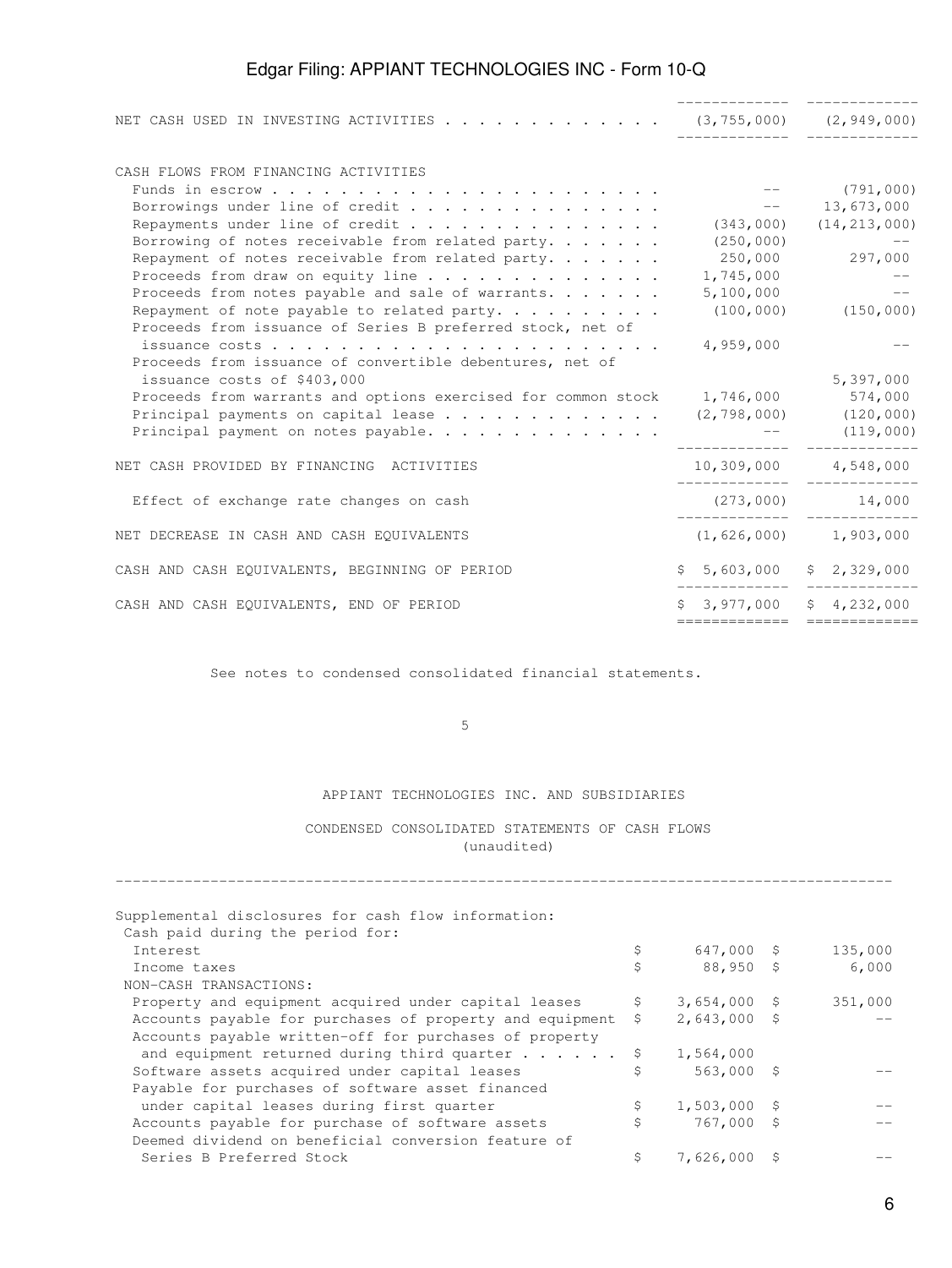| | | |
|---|---|---|
| NET CASH USED IN INVESTING ACTIVITIES | (3,755,000) | (2,949,000) |
| CASH FLOWS FROM FINANCING ACTIVITIES | | |
| Funds in escrow | -- | (791,000) |
| Borrowings under line of credit | -- | 13,673,000 |
| Repayments under line of credit | (343,000) | (14,213,000) |
| Borrowing of notes receivable from related party | (250,000) | -- |
| Repayment of notes receivable from related party | 250,000 | 297,000 |
| Proceeds from draw on equity line | 1,745,000 | -- |
| Proceeds from notes payable and sale of warrants | 5,100,000 | -- |
| Repayment of note payable to related party | (100,000) | (150,000) |
| Proceeds from issuance of Series B preferred stock, net of issuance costs | 4,959,000 | -- |
| Proceeds from issuance of convertible debentures, net of issuance costs of $403,000 | | 5,397,000 |
| Proceeds from warrants and options exercised for common stock | 1,746,000 | 574,000 |
| Principal payments on capital lease | (2,798,000) | (120,000) |
| Principal payment on notes payable | -- | (119,000) |
| NET CASH PROVIDED BY FINANCING ACTIVITIES | 10,309,000 | 4,548,000 |
| Effect of exchange rate changes on cash | (273,000) | 14,000 |
| NET DECREASE IN CASH AND CASH EQUIVALENTS | (1,626,000) | 1,903,000 |
| CASH AND CASH EQUIVALENTS, BEGINNING OF PERIOD | $ 5,603,000 | $ 2,329,000 |
| CASH AND CASH EQUIVALENTS, END OF PERIOD | $ 3,977,000 | $ 4,232,000 |

See notes to condensed consolidated financial statements.

APPIANT TECHNOLOGIES INC. AND SUBSIDIARIES

CONDENSED CONSOLIDATED STATEMENTS OF CASH FLOWS
(unaudited)

| | | |
|---|---|---|
| Supplemental disclosures for cash flow information: | | |
| Cash paid during the period for: | | |
| Interest | $ 647,000 | $ 135,000 |
| Income taxes | $ 88,950 | $ 6,000 |
| NON-CASH TRANSACTIONS: | | |
| Property and equipment acquired under capital leases | $ 3,654,000 | $ 351,000 |
| Accounts payable for purchases of property and equipment | $ 2,643,000 | $ -- |
| Accounts payable written-off for purchases of property and equipment returned during third quarter | $ 1,564,000 | |
| Software assets acquired under capital leases | $ 563,000 | $ -- |
| Payable for purchases of software asset financed under capital leases during first quarter | $ 1,503,000 | $ -- |
| Accounts payable for purchase of software assets | $ 767,000 | $ -- |
| Deemed dividend on beneficial conversion feature of Series B Preferred Stock | $ 7,626,000 | $ -- |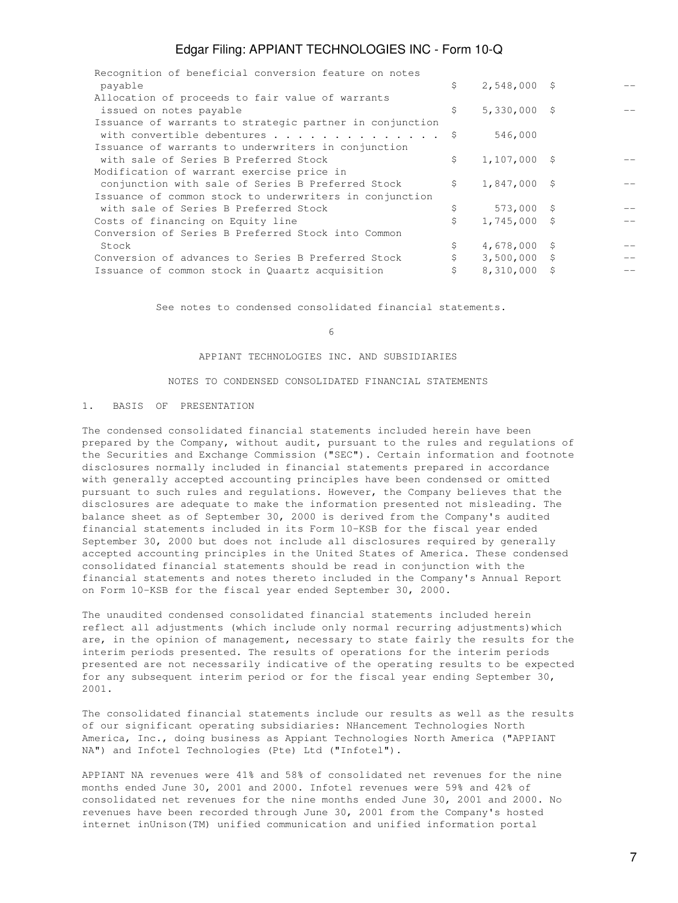| | | | | |
|---|---|---|---|---|
| Recognition of beneficial conversion feature on notes payable | $ | 2,548,000 | $ | -- |
| Allocation of proceeds to fair value of warrants issued on notes payable | $ | 5,330,000 | $ | -- |
| Issuance of warrants to strategic partner in conjunction with convertible debentures . . . . . . . . . . . . . . | $ | 546,000 | | |
| Issuance of warrants to underwriters in conjunction with sale of Series B Preferred Stock | $ | 1,107,000 | $ | -- |
| Modification of warrant exercise price in conjunction with sale of Series B Preferred Stock | $ | 1,847,000 | $ | -- |
| Issuance of common stock to underwriters in conjunction with sale of Series B Preferred Stock | $ | 573,000 | $ | -- |
| Costs of financing on Equity line | $ | 1,745,000 | $ | -- |
| Conversion of Series B Preferred Stock into Common Stock | $ | 4,678,000 | $ | -- |
| Conversion of advances to Series B Preferred Stock | $ | 3,500,000 | $ | -- |
| Issuance of common stock in Quaartz acquisition | $ | 8,310,000 | $ | -- |

See notes to condensed consolidated financial statements.

APPIANT TECHNOLOGIES INC. AND SUBSIDIARIES

NOTES TO CONDENSED CONSOLIDATED FINANCIAL STATEMENTS

1. BASIS OF PRESENTATION

The condensed consolidated financial statements included herein have been prepared by the Company, without audit, pursuant to the rules and regulations of the Securities and Exchange Commission ("SEC"). Certain information and footnote disclosures normally included in financial statements prepared in accordance with generally accepted accounting principles have been condensed or omitted pursuant to such rules and regulations. However, the Company believes that the disclosures are adequate to make the information presented not misleading. The balance sheet as of September 30, 2000 is derived from the Company's audited financial statements included in its Form 10-KSB for the fiscal year ended September 30, 2000 but does not include all disclosures required by generally accepted accounting principles in the United States of America. These condensed consolidated financial statements should be read in conjunction with the financial statements and notes thereto included in the Company's Annual Report on Form 10-KSB for the fiscal year ended September 30, 2000.

The unaudited condensed consolidated financial statements included herein reflect all adjustments (which include only normal recurring adjustments)which are, in the opinion of management, necessary to state fairly the results for the interim periods presented. The results of operations for the interim periods presented are not necessarily indicative of the operating results to be expected for any subsequent interim period or for the fiscal year ending September 30, 2001.

The consolidated financial statements include our results as well as the results of our significant operating subsidiaries: NHancement Technologies North America, Inc., doing business as Appiant Technologies North America ("APPIANT NA") and Infotel Technologies (Pte) Ltd ("Infotel").

APPIANT NA revenues were 41% and 58% of consolidated net revenues for the nine months ended June 30, 2001 and 2000. Infotel revenues were 59% and 42% of consolidated net revenues for the nine months ended June 30, 2001 and 2000. No revenues have been recorded through June 30, 2001 from the Company's hosted internet inUnison(TM) unified communication and unified information portal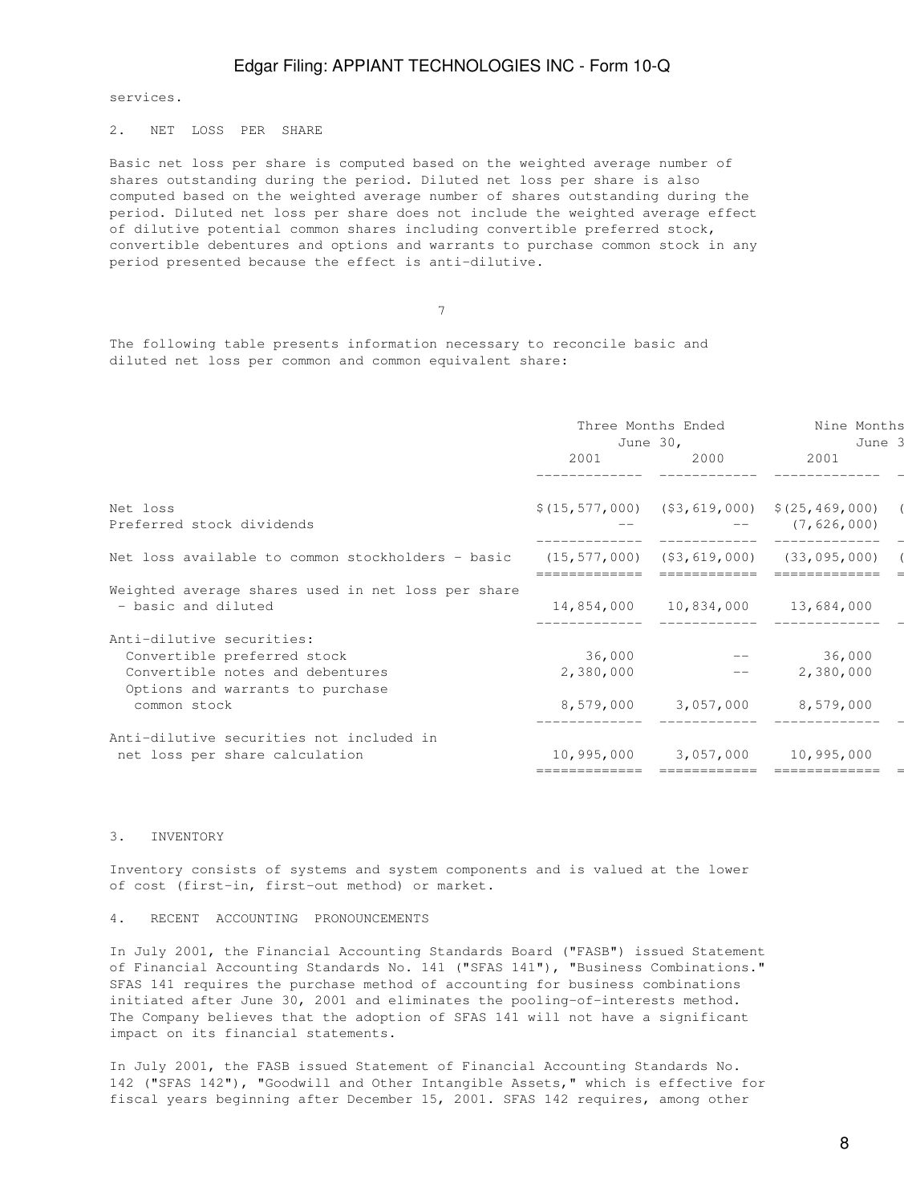services.

2. NET LOSS PER SHARE

Basic net loss per share is computed based on the weighted average number of shares outstanding during the period. Diluted net loss per share is also computed based on the weighted average number of shares outstanding during the period. Diluted net loss per share does not include the weighted average effect of dilutive potential common shares including convertible preferred stock, convertible debentures and options and warrants to purchase common stock in any period presented because the effect is anti-dilutive.

The following table presents information necessary to reconcile basic and diluted net loss per common and common equivalent share:

| | Three Months Ended June 30, | | Nine Months June 3 |
|---|---|---|---|
| | 2001 | 2000 | 2001 |
| Net loss | $(15,577,000) | ($3,619,000) | $(25,469,000) |
| Preferred stock dividends | -- | -- | (7,626,000) |
| Net loss available to common stockholders - basic | (15,577,000) | ($3,619,000) | (33,095,000) |
| Weighted average shares used in net loss per share - basic and diluted | 14,854,000 | 10,834,000 | 13,684,000 |
| Anti-dilutive securities: | | | |
| Convertible preferred stock | 36,000 | -- | 36,000 |
| Convertible notes and debentures | 2,380,000 | -- | 2,380,000 |
| Options and warrants to purchase common stock | 8,579,000 | 3,057,000 | 8,579,000 |
| Anti-dilutive securities not included in net loss per share calculation | 10,995,000 | 3,057,000 | 10,995,000 |

3. INVENTORY

Inventory consists of systems and system components and is valued at the lower of cost (first-in, first-out method) or market.

4. RECENT ACCOUNTING PRONOUNCEMENTS

In July 2001, the Financial Accounting Standards Board ("FASB") issued Statement of Financial Accounting Standards No. 141 ("SFAS 141"), "Business Combinations." SFAS 141 requires the purchase method of accounting for business combinations initiated after June 30, 2001 and eliminates the pooling-of-interests method. The Company believes that the adoption of SFAS 141 will not have a significant impact on its financial statements.

In July 2001, the FASB issued Statement of Financial Accounting Standards No. 142 ("SFAS 142"), "Goodwill and Other Intangible Assets," which is effective for fiscal years beginning after December 15, 2001. SFAS 142 requires, among other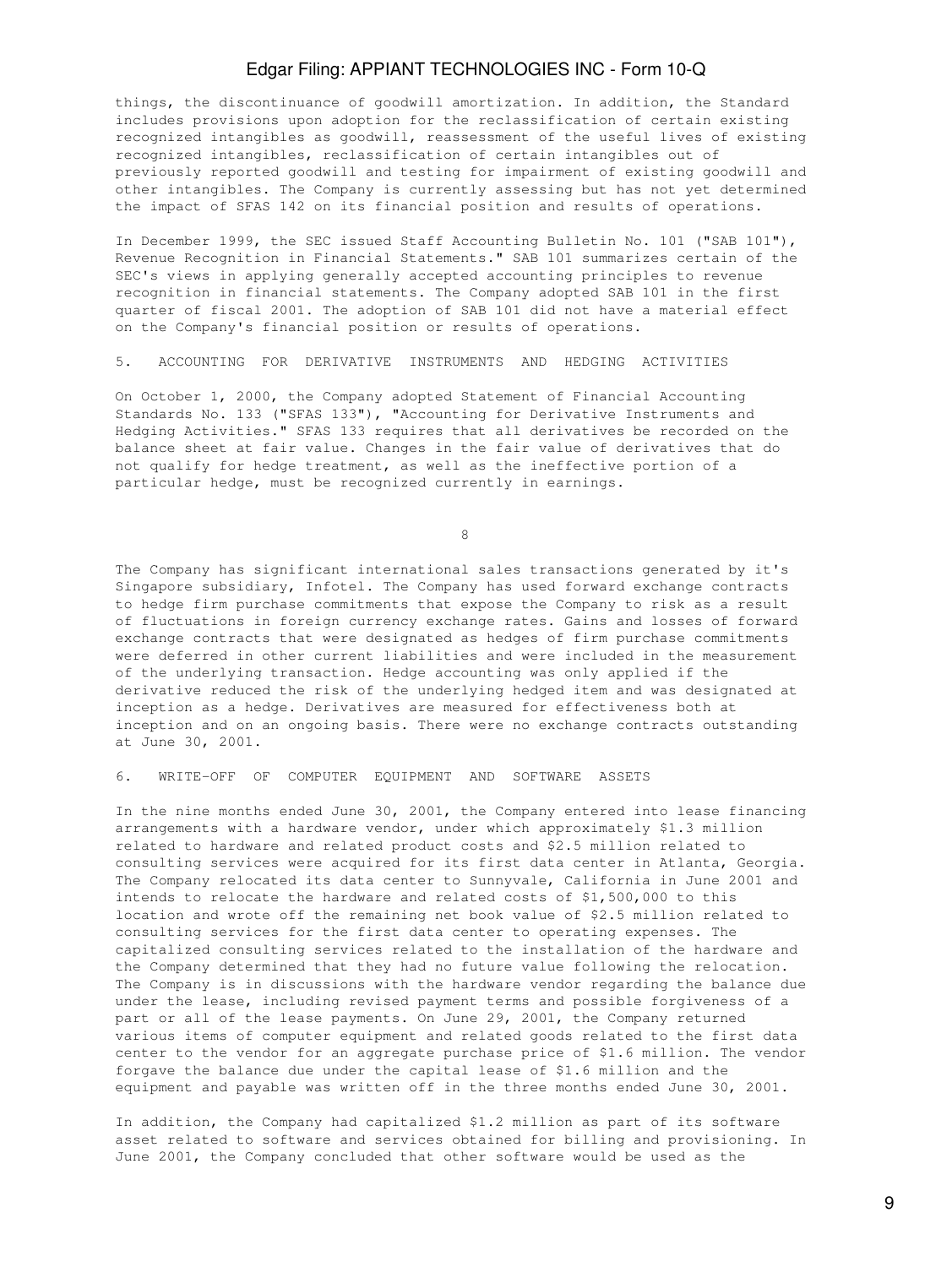things, the discontinuance of goodwill amortization. In addition, the Standard includes provisions upon adoption for the reclassification of certain existing recognized intangibles as goodwill, reassessment of the useful lives of existing recognized intangibles, reclassification of certain intangibles out of previously reported goodwill and testing for impairment of existing goodwill and other intangibles. The Company is currently assessing but has not yet determined the impact of SFAS 142 on its financial position and results of operations.

In December 1999, the SEC issued Staff Accounting Bulletin No. 101 ("SAB 101"), Revenue Recognition in Financial Statements." SAB 101 summarizes certain of the SEC's views in applying generally accepted accounting principles to revenue recognition in financial statements. The Company adopted SAB 101 in the first quarter of fiscal 2001. The adoption of SAB 101 did not have a material effect on the Company's financial position or results of operations.

## 5. ACCOUNTING FOR DERIVATIVE INSTRUMENTS AND HEDGING ACTIVITIES

On October 1, 2000, the Company adopted Statement of Financial Accounting Standards No. 133 ("SFAS 133"), "Accounting for Derivative Instruments and Hedging Activities." SFAS 133 requires that all derivatives be recorded on the balance sheet at fair value. Changes in the fair value of derivatives that do not qualify for hedge treatment, as well as the ineffective portion of a particular hedge, must be recognized currently in earnings.

The Company has significant international sales transactions generated by it's Singapore subsidiary, Infotel. The Company has used forward exchange contracts to hedge firm purchase commitments that expose the Company to risk as a result of fluctuations in foreign currency exchange rates. Gains and losses of forward exchange contracts that were designated as hedges of firm purchase commitments were deferred in other current liabilities and were included in the measurement of the underlying transaction. Hedge accounting was only applied if the derivative reduced the risk of the underlying hedged item and was designated at inception as a hedge. Derivatives are measured for effectiveness both at inception and on an ongoing basis. There were no exchange contracts outstanding at June 30, 2001.

## 6. WRITE-OFF OF COMPUTER EQUIPMENT AND SOFTWARE ASSETS

In the nine months ended June 30, 2001, the Company entered into lease financing arrangements with a hardware vendor, under which approximately $1.3 million related to hardware and related product costs and $2.5 million related to consulting services were acquired for its first data center in Atlanta, Georgia. The Company relocated its data center to Sunnyvale, California in June 2001 and intends to relocate the hardware and related costs of $1,500,000 to this location and wrote off the remaining net book value of $2.5 million related to consulting services for the first data center to operating expenses. The capitalized consulting services related to the installation of the hardware and the Company determined that they had no future value following the relocation. The Company is in discussions with the hardware vendor regarding the balance due under the lease, including revised payment terms and possible forgiveness of a part or all of the lease payments. On June 29, 2001, the Company returned various items of computer equipment and related goods related to the first data center to the vendor for an aggregate purchase price of $1.6 million. The vendor forgave the balance due under the capital lease of $1.6 million and the equipment and payable was written off in the three months ended June 30, 2001.

In addition, the Company had capitalized $1.2 million as part of its software asset related to software and services obtained for billing and provisioning. In June 2001, the Company concluded that other software would be used as the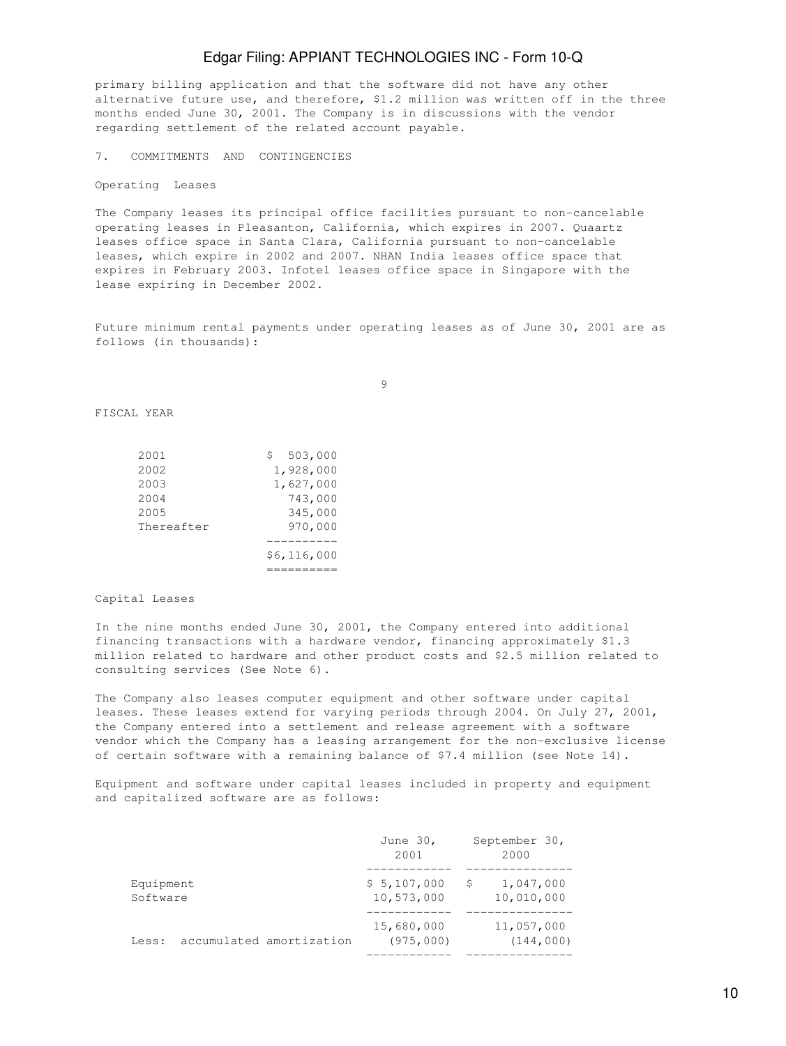primary billing application and that the software did not have any other alternative future use, and therefore, $1.2 million was written off in the three months ended June 30, 2001. The Company is in discussions with the vendor regarding settlement of the related account payable.

## 7. COMMITMENTS AND CONTINGENCIES

### Operating Leases

The Company leases its principal office facilities pursuant to non-cancelable operating leases in Pleasanton, California, which expires in 2007. Quaartz leases office space in Santa Clara, California pursuant to non-cancelable leases, which expire in 2002 and 2007. NHAN India leases office space that expires in February 2003. Infotel leases office space in Singapore with the lease expiring in December 2002.

Future minimum rental payments under operating leases as of June 30, 2001 are as follows (in thousands):

| FISCAL YEAR | |
|---|---|
| 2001 | $ 503,000 |
| 2002 | 1,928,000 |
| 2003 | 1,627,000 |
| 2004 | 743,000 |
| 2005 | 345,000 |
| Thereafter | 970,000 |
| | $6,116,000 |

### Capital Leases

In the nine months ended June 30, 2001, the Company entered into additional financing transactions with a hardware vendor, financing approximately $1.3 million related to hardware and other product costs and $2.5 million related to consulting services (See Note 6).

The Company also leases computer equipment and other software under capital leases. These leases extend for varying periods through 2004. On July 27, 2001, the Company entered into a settlement and release agreement with a software vendor which the Company has a leasing arrangement for the non-exclusive license of certain software with a remaining balance of $7.4 million (see Note 14).

Equipment and software under capital leases included in property and equipment and capitalized software are as follows:

| | June 30, 2001 | September 30, 2000 |
|---|---|---|
| Equipment | $ 5,107,000 | $ 1,047,000 |
| Software | 10,573,000 | 10,010,000 |
| | 15,680,000 | 11,057,000 |
| Less: accumulated amortization | (975,000) | (144,000) |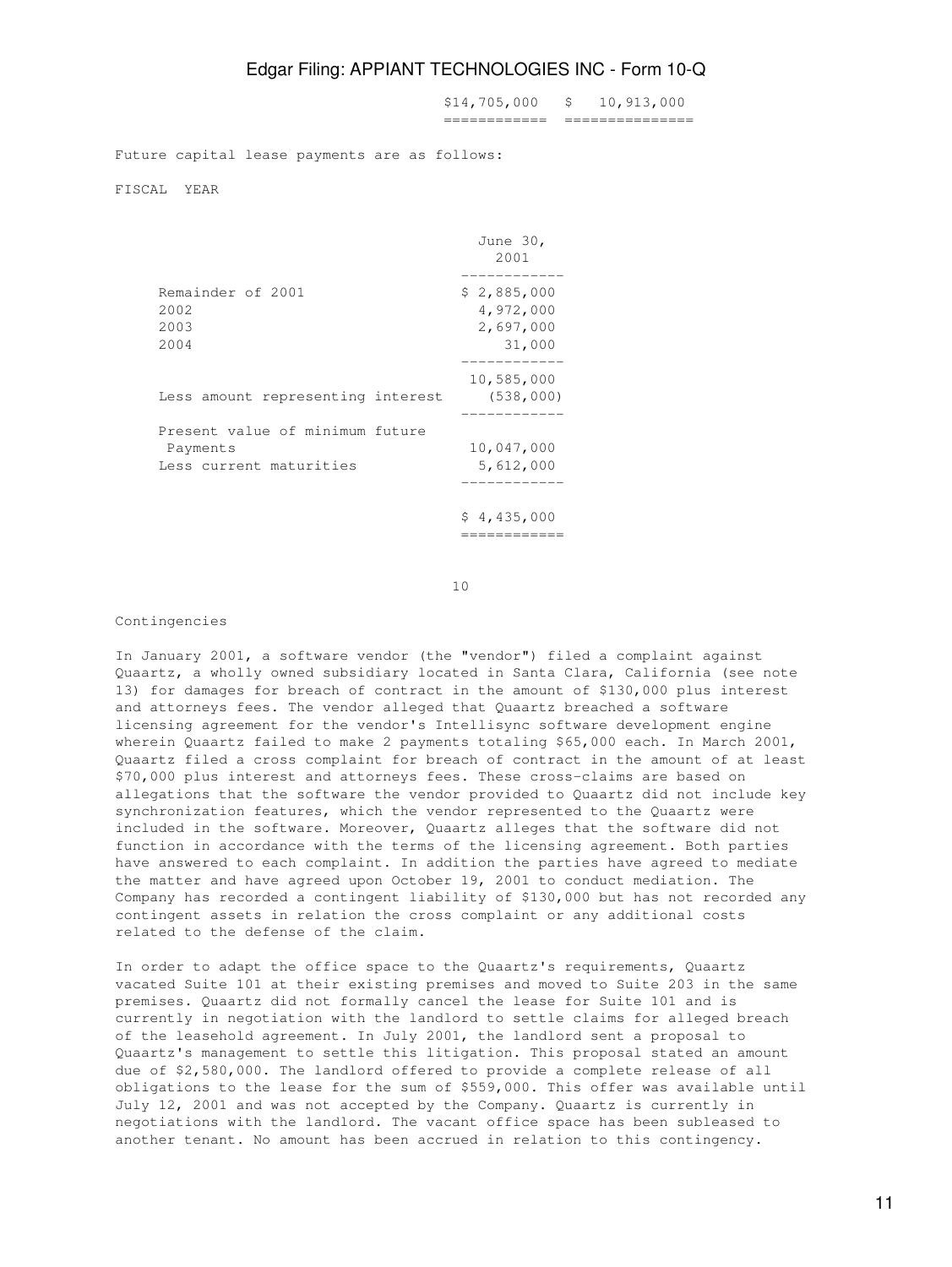| | | |
|---|---|---|
| | $14,705,000 | $ 10,913,000 |

Future capital lease payments are as follows:

FISCAL YEAR

| | June 30, 2001 |
|---|---|
| Remainder of 2001 | $ 2,885,000 |
| 2002 | 4,972,000 |
| 2003 | 2,697,000 |
| 2004 | 31,000 |
| | 10,585,000 |
| Less amount representing interest | (538,000) |
| Present value of minimum future Payments | 10,047,000 |
| Less current maturities | 5,612,000 |
| | $ 4,435,000 |

Contingencies

In January 2001, a software vendor (the "vendor") filed a complaint against Quaartz, a wholly owned subsidiary located in Santa Clara, California (see note 13) for damages for breach of contract in the amount of $130,000 plus interest and attorneys fees. The vendor alleged that Quaartz breached a software licensing agreement for the vendor's Intellisync software development engine wherein Quaartz failed to make 2 payments totaling $65,000 each. In March 2001, Quaartz filed a cross complaint for breach of contract in the amount of at least $70,000 plus interest and attorneys fees. These cross-claims are based on allegations that the software the vendor provided to Quaartz did not include key synchronization features, which the vendor represented to the Quaartz were included in the software. Moreover, Quaartz alleges that the software did not function in accordance with the terms of the licensing agreement. Both parties have answered to each complaint. In addition the parties have agreed to mediate the matter and have agreed upon October 19, 2001 to conduct mediation. The Company has recorded a contingent liability of $130,000 but has not recorded any contingent assets in relation the cross complaint or any additional costs related to the defense of the claim.

In order to adapt the office space to the Quaartz's requirements, Quaartz vacated Suite 101 at their existing premises and moved to Suite 203 in the same premises. Quaartz did not formally cancel the lease for Suite 101 and is currently in negotiation with the landlord to settle claims for alleged breach of the leasehold agreement. In July 2001, the landlord sent a proposal to Quaartz's management to settle this litigation. This proposal stated an amount due of $2,580,000. The landlord offered to provide a complete release of all obligations to the lease for the sum of $559,000. This offer was available until July 12, 2001 and was not accepted by the Company. Quaartz is currently in negotiations with the landlord. The vacant office space has been subleased to another tenant. No amount has been accrued in relation to this contingency.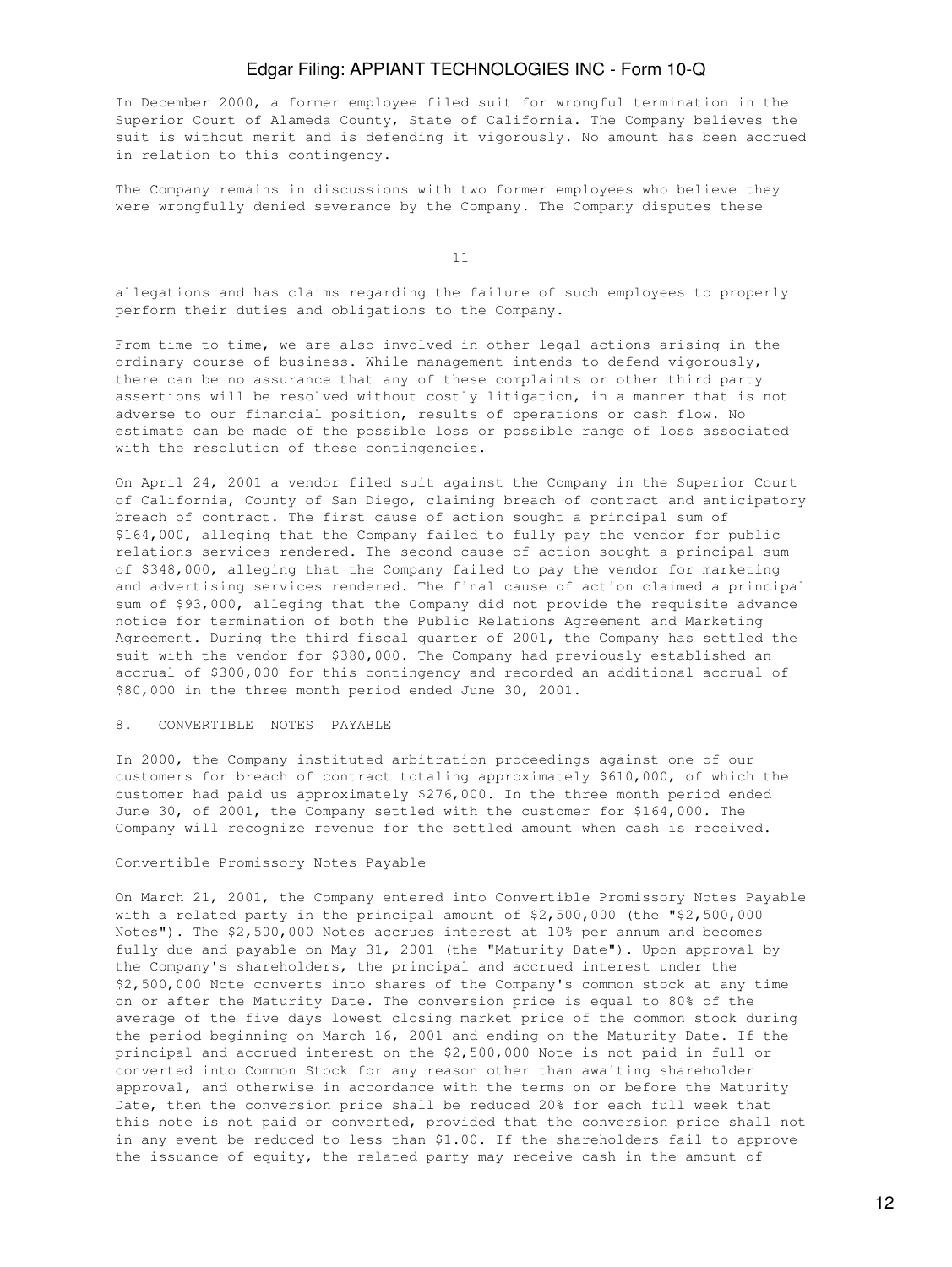In December 2000, a former employee filed suit for wrongful termination in the Superior Court of Alameda County, State of California. The Company believes the suit is without merit and is defending it vigorously. No amount has been accrued in relation to this contingency.

The Company remains in discussions with two former employees who believe they were wrongfully denied severance by the Company. The Company disputes these allegations and has claims regarding the failure of such employees to properly perform their duties and obligations to the Company.

From time to time, we are also involved in other legal actions arising in the ordinary course of business. While management intends to defend vigorously, there can be no assurance that any of these complaints or other third party assertions will be resolved without costly litigation, in a manner that is not adverse to our financial position, results of operations or cash flow. No estimate can be made of the possible loss or possible range of loss associated with the resolution of these contingencies.

On April 24, 2001 a vendor filed suit against the Company in the Superior Court of California, County of San Diego, claiming breach of contract and anticipatory breach of contract. The first cause of action sought a principal sum of $164,000, alleging that the Company failed to fully pay the vendor for public relations services rendered. The second cause of action sought a principal sum of $348,000, alleging that the Company failed to pay the vendor for marketing and advertising services rendered. The final cause of action claimed a principal sum of $93,000, alleging that the Company did not provide the requisite advance notice for termination of both the Public Relations Agreement and Marketing Agreement. During the third fiscal quarter of 2001, the Company has settled the suit with the vendor for $380,000. The Company had previously established an accrual of $300,000 for this contingency and recorded an additional accrual of $80,000 in the three month period ended June 30, 2001.

## 8. CONVERTIBLE NOTES PAYABLE

In 2000, the Company instituted arbitration proceedings against one of our customers for breach of contract totaling approximately $610,000, of which the customer had paid us approximately $276,000. In the three month period ended June 30, of 2001, the Company settled with the customer for $164,000. The Company will recognize revenue for the settled amount when cash is received.

### Convertible Promissory Notes Payable

On March 21, 2001, the Company entered into Convertible Promissory Notes Payable with a related party in the principal amount of $2,500,000 (the "$2,500,000 Notes"). The $2,500,000 Notes accrues interest at 10% per annum and becomes fully due and payable on May 31, 2001 (the "Maturity Date"). Upon approval by the Company's shareholders, the principal and accrued interest under the $2,500,000 Note converts into shares of the Company's common stock at any time on or after the Maturity Date. The conversion price is equal to 80% of the average of the five days lowest closing market price of the common stock during the period beginning on March 16, 2001 and ending on the Maturity Date. If the principal and accrued interest on the $2,500,000 Note is not paid in full or converted into Common Stock for any reason other than awaiting shareholder approval, and otherwise in accordance with the terms on or before the Maturity Date, then the conversion price shall be reduced 20% for each full week that this note is not paid or converted, provided that the conversion price shall not in any event be reduced to less than $1.00. If the shareholders fail to approve the issuance of equity, the related party may receive cash in the amount of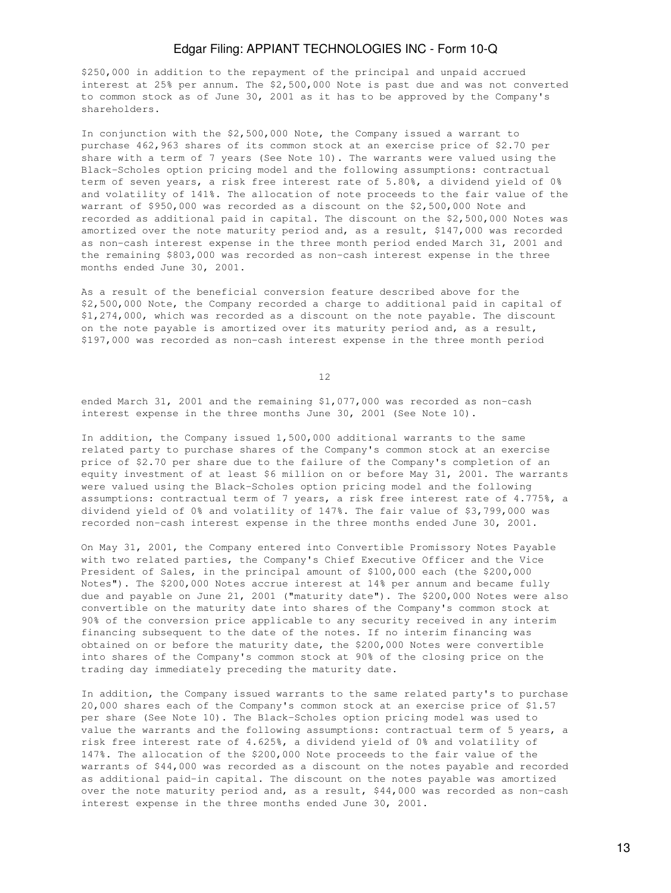$250,000 in addition to the repayment of the principal and unpaid accrued interest at 25% per annum. The $2,500,000 Note is past due and was not converted to common stock as of June 30, 2001 as it has to be approved by the Company's shareholders.

In conjunction with the $2,500,000 Note, the Company issued a warrant to purchase 462,963 shares of its common stock at an exercise price of $2.70 per share with a term of 7 years (See Note 10). The warrants were valued using the Black-Scholes option pricing model and the following assumptions: contractual term of seven years, a risk free interest rate of 5.80%, a dividend yield of 0% and volatility of 141%. The allocation of note proceeds to the fair value of the warrant of $950,000 was recorded as a discount on the $2,500,000 Note and recorded as additional paid in capital. The discount on the $2,500,000 Notes was amortized over the note maturity period and, as a result, $147,000 was recorded as non-cash interest expense in the three month period ended March 31, 2001 and the remaining $803,000 was recorded as non-cash interest expense in the three months ended June 30, 2001.

As a result of the beneficial conversion feature described above for the $2,500,000 Note, the Company recorded a charge to additional paid in capital of $1,274,000, which was recorded as a discount on the note payable. The discount on the note payable is amortized over its maturity period and, as a result, $197,000 was recorded as non-cash interest expense in the three month period ended March 31, 2001 and the remaining $1,077,000 was recorded as non-cash interest expense in the three months June 30, 2001 (See Note 10).

In addition, the Company issued 1,500,000 additional warrants to the same related party to purchase shares of the Company's common stock at an exercise price of $2.70 per share due to the failure of the Company's completion of an equity investment of at least $6 million on or before May 31, 2001. The warrants were valued using the Black-Scholes option pricing model and the following assumptions: contractual term of 7 years, a risk free interest rate of 4.775%, a dividend yield of 0% and volatility of 147%. The fair value of $3,799,000 was recorded non-cash interest expense in the three months ended June 30, 2001.

On May 31, 2001, the Company entered into Convertible Promissory Notes Payable with two related parties, the Company's Chief Executive Officer and the Vice President of Sales, in the principal amount of $100,000 each (the $200,000 Notes"). The $200,000 Notes accrue interest at 14% per annum and became fully due and payable on June 21, 2001 ("maturity date"). The $200,000 Notes were also convertible on the maturity date into shares of the Company's common stock at 90% of the conversion price applicable to any security received in any interim financing subsequent to the date of the notes. If no interim financing was obtained on or before the maturity date, the $200,000 Notes were convertible into shares of the Company's common stock at 90% of the closing price on the trading day immediately preceding the maturity date.

In addition, the Company issued warrants to the same related party's to purchase 20,000 shares each of the Company's common stock at an exercise price of $1.57 per share (See Note 10). The Black-Scholes option pricing model was used to value the warrants and the following assumptions: contractual term of 5 years, a risk free interest rate of 4.625%, a dividend yield of 0% and volatility of 147%. The allocation of the $200,000 Note proceeds to the fair value of the warrants of $44,000 was recorded as a discount on the notes payable and recorded as additional paid-in capital. The discount on the notes payable was amortized over the note maturity period and, as a result, $44,000 was recorded as non-cash interest expense in the three months ended June 30, 2001.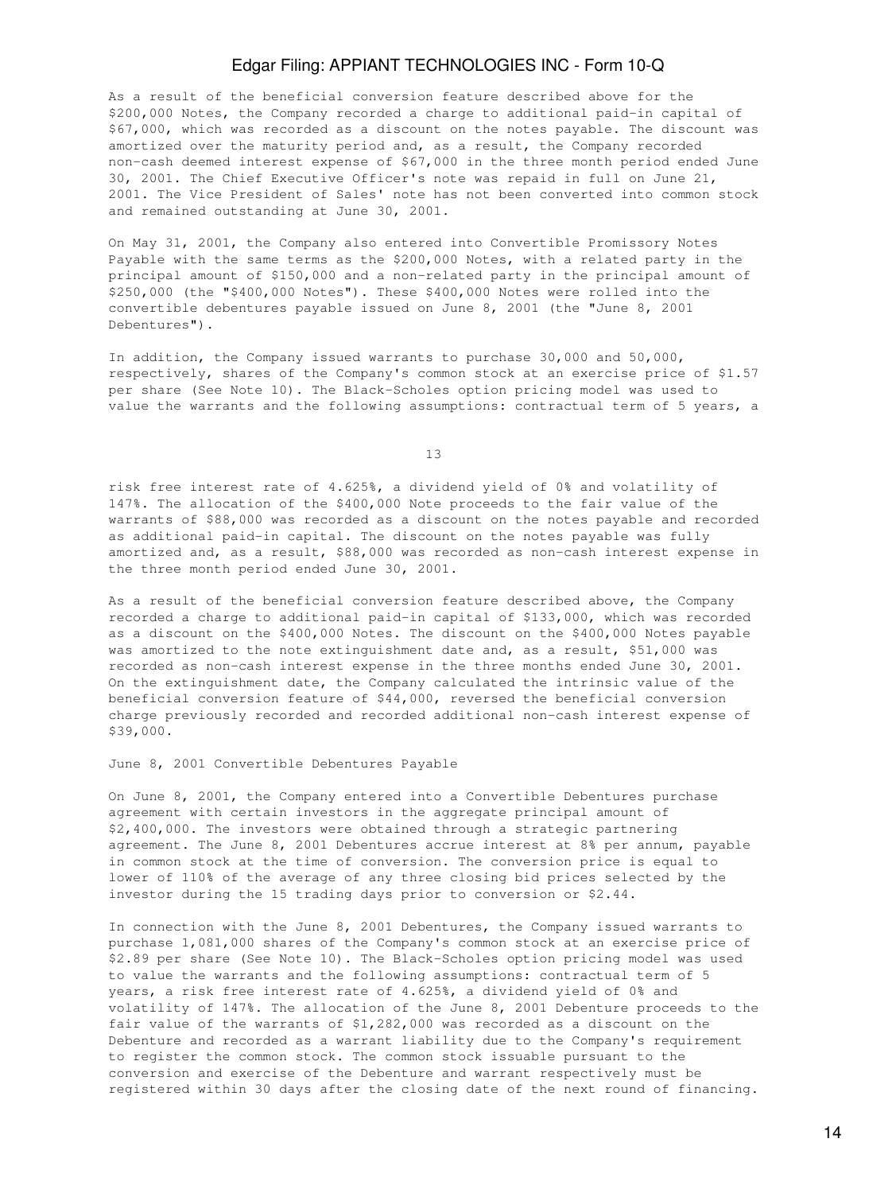As a result of the beneficial conversion feature described above for the $200,000 Notes, the Company recorded a charge to additional paid-in capital of $67,000, which was recorded as a discount on the notes payable. The discount was amortized over the maturity period and, as a result, the Company recorded non-cash deemed interest expense of $67,000 in the three month period ended June 30, 2001. The Chief Executive Officer's note was repaid in full on June 21, 2001. The Vice President of Sales' note has not been converted into common stock and remained outstanding at June 30, 2001.

On May 31, 2001, the Company also entered into Convertible Promissory Notes Payable with the same terms as the $200,000 Notes, with a related party in the principal amount of $150,000 and a non-related party in the principal amount of $250,000 (the "$400,000 Notes"). These $400,000 Notes were rolled into the convertible debentures payable issued on June 8, 2001 (the "June 8, 2001 Debentures").

In addition, the Company issued warrants to purchase 30,000 and 50,000, respectively, shares of the Company's common stock at an exercise price of $1.57 per share (See Note 10). The Black-Scholes option pricing model was used to value the warrants and the following assumptions: contractual term of 5 years, a risk free interest rate of 4.625%, a dividend yield of 0% and volatility of 147%. The allocation of the $400,000 Note proceeds to the fair value of the warrants of $88,000 was recorded as a discount on the notes payable and recorded as additional paid-in capital. The discount on the notes payable was fully amortized and, as a result, $88,000 was recorded as non-cash interest expense in the three month period ended June 30, 2001.

As a result of the beneficial conversion feature described above, the Company recorded a charge to additional paid-in capital of $133,000, which was recorded as a discount on the $400,000 Notes. The discount on the $400,000 Notes payable was amortized to the note extinguishment date and, as a result, $51,000 was recorded as non-cash interest expense in the three months ended June 30, 2001. On the extinguishment date, the Company calculated the intrinsic value of the beneficial conversion feature of $44,000, reversed the beneficial conversion charge previously recorded and recorded additional non-cash interest expense of $39,000.

June 8, 2001 Convertible Debentures Payable

On June 8, 2001, the Company entered into a Convertible Debentures purchase agreement with certain investors in the aggregate principal amount of $2,400,000. The investors were obtained through a strategic partnering agreement. The June 8, 2001 Debentures accrue interest at 8% per annum, payable in common stock at the time of conversion. The conversion price is equal to lower of 110% of the average of any three closing bid prices selected by the investor during the 15 trading days prior to conversion or $2.44.

In connection with the June 8, 2001 Debentures, the Company issued warrants to purchase 1,081,000 shares of the Company's common stock at an exercise price of $2.89 per share (See Note 10). The Black-Scholes option pricing model was used to value the warrants and the following assumptions: contractual term of 5 years, a risk free interest rate of 4.625%, a dividend yield of 0% and volatility of 147%. The allocation of the June 8, 2001 Debenture proceeds to the fair value of the warrants of $1,282,000 was recorded as a discount on the Debenture and recorded as a warrant liability due to the Company's requirement to register the common stock. The common stock issuable pursuant to the conversion and exercise of the Debenture and warrant respectively must be registered within 30 days after the closing date of the next round of financing.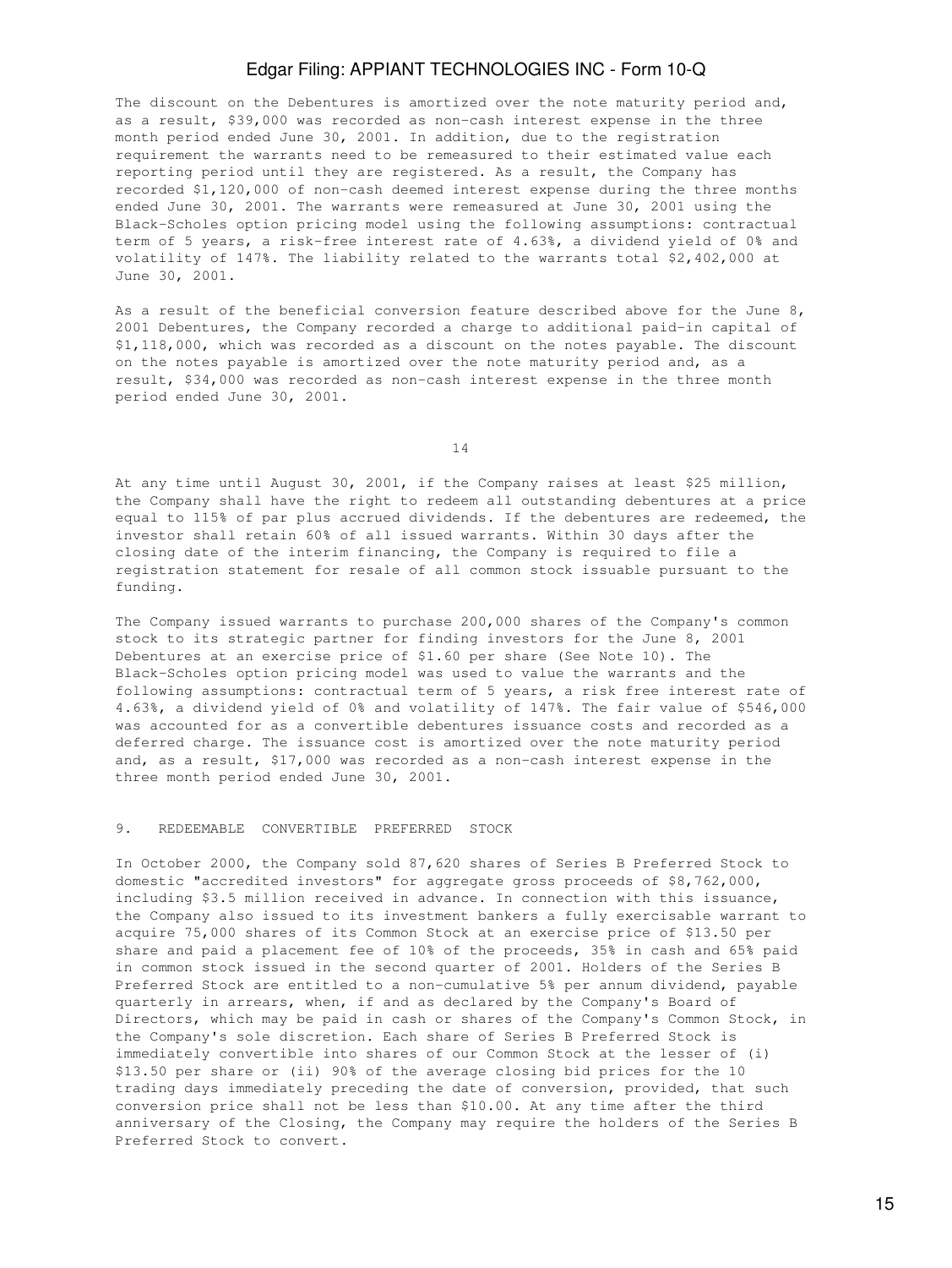The discount on the Debentures is amortized over the note maturity period and, as a result, $39,000 was recorded as non-cash interest expense in the three month period ended June 30, 2001. In addition, due to the registration requirement the warrants need to be remeasured to their estimated value each reporting period until they are registered. As a result, the Company has recorded $1,120,000 of non-cash deemed interest expense during the three months ended June 30, 2001. The warrants were remeasured at June 30, 2001 using the Black-Scholes option pricing model using the following assumptions: contractual term of 5 years, a risk-free interest rate of 4.63%, a dividend yield of 0% and volatility of 147%. The liability related to the warrants total $2,402,000 at June 30, 2001.

As a result of the beneficial conversion feature described above for the June 8, 2001 Debentures, the Company recorded a charge to additional paid-in capital of $1,118,000, which was recorded as a discount on the notes payable. The discount on the notes payable is amortized over the note maturity period and, as a result, $34,000 was recorded as non-cash interest expense in the three month period ended June 30, 2001.

At any time until August 30, 2001, if the Company raises at least $25 million, the Company shall have the right to redeem all outstanding debentures at a price equal to 115% of par plus accrued dividends. If the debentures are redeemed, the investor shall retain 60% of all issued warrants. Within 30 days after the closing date of the interim financing, the Company is required to file a registration statement for resale of all common stock issuable pursuant to the funding.

The Company issued warrants to purchase 200,000 shares of the Company's common stock to its strategic partner for finding investors for the June 8, 2001 Debentures at an exercise price of $1.60 per share (See Note 10). The Black-Scholes option pricing model was used to value the warrants and the following assumptions: contractual term of 5 years, a risk free interest rate of 4.63%, a dividend yield of 0% and volatility of 147%. The fair value of $546,000 was accounted for as a convertible debentures issuance costs and recorded as a deferred charge. The issuance cost is amortized over the note maturity period and, as a result, $17,000 was recorded as a non-cash interest expense in the three month period ended June 30, 2001.

## 9. REDEEMABLE CONVERTIBLE PREFERRED STOCK

In October 2000, the Company sold 87,620 shares of Series B Preferred Stock to domestic "accredited investors" for aggregate gross proceeds of $8,762,000, including $3.5 million received in advance. In connection with this issuance, the Company also issued to its investment bankers a fully exercisable warrant to acquire 75,000 shares of its Common Stock at an exercise price of $13.50 per share and paid a placement fee of 10% of the proceeds, 35% in cash and 65% paid in common stock issued in the second quarter of 2001. Holders of the Series B Preferred Stock are entitled to a non-cumulative 5% per annum dividend, payable quarterly in arrears, when, if and as declared by the Company's Board of Directors, which may be paid in cash or shares of the Company's Common Stock, in the Company's sole discretion. Each share of Series B Preferred Stock is immediately convertible into shares of our Common Stock at the lesser of (i) $13.50 per share or (ii) 90% of the average closing bid prices for the 10 trading days immediately preceding the date of conversion, provided, that such conversion price shall not be less than $10.00. At any time after the third anniversary of the Closing, the Company may require the holders of the Series B Preferred Stock to convert.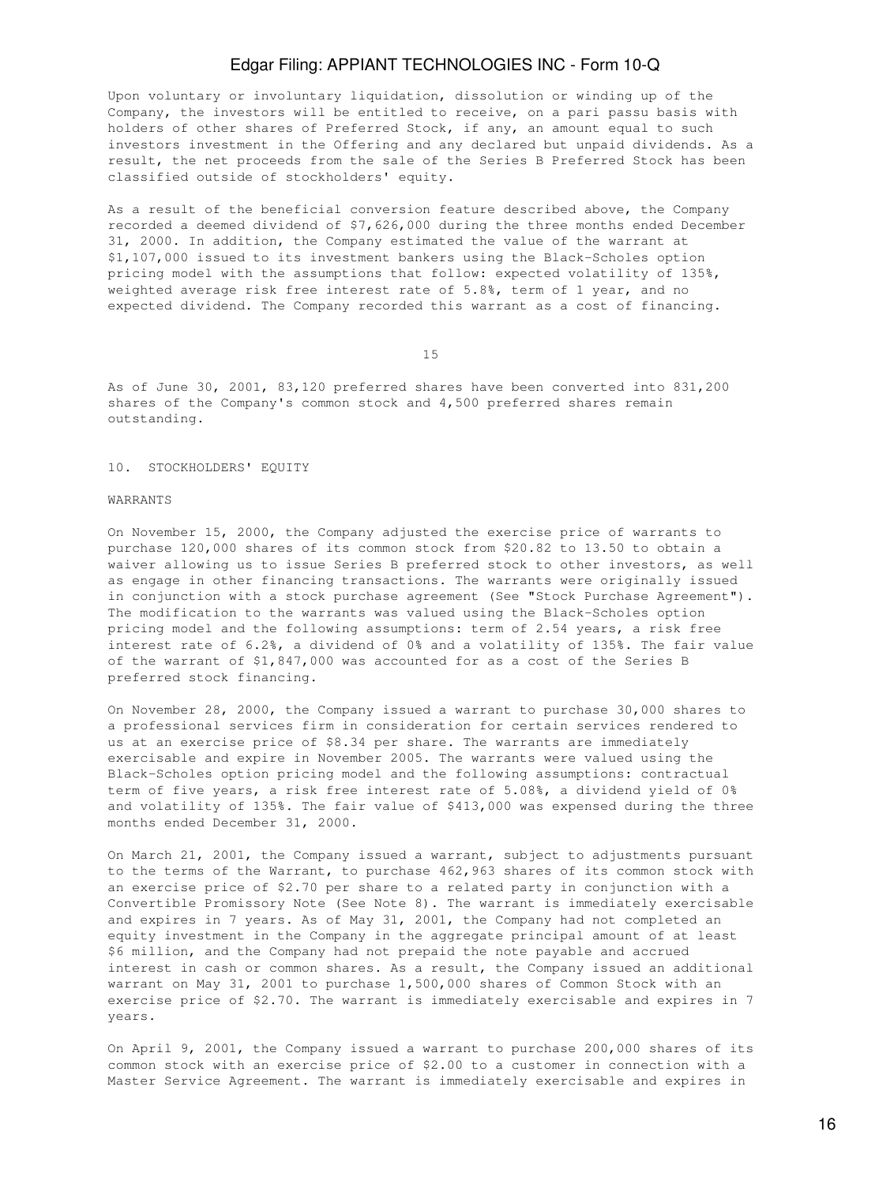Upon voluntary or involuntary liquidation, dissolution or winding up of the Company, the investors will be entitled to receive, on a pari passu basis with holders of other shares of Preferred Stock, if any, an amount equal to such investors investment in the Offering and any declared but unpaid dividends. As a result, the net proceeds from the sale of the Series B Preferred Stock has been classified outside of stockholders' equity.

As a result of the beneficial conversion feature described above, the Company recorded a deemed dividend of $7,626,000 during the three months ended December 31, 2000. In addition, the Company estimated the value of the warrant at $1,107,000 issued to its investment bankers using the Black-Scholes option pricing model with the assumptions that follow: expected volatility of 135%, weighted average risk free interest rate of 5.8%, term of 1 year, and no expected dividend. The Company recorded this warrant as a cost of financing.

As of June 30, 2001, 83,120 preferred shares have been converted into 831,200 shares of the Company's common stock and 4,500 preferred shares remain outstanding.

## 10. STOCKHOLDERS' EQUITY

### WARRANTS

On November 15, 2000, the Company adjusted the exercise price of warrants to purchase 120,000 shares of its common stock from $20.82 to 13.50 to obtain a waiver allowing us to issue Series B preferred stock to other investors, as well as engage in other financing transactions. The warrants were originally issued in conjunction with a stock purchase agreement (See "Stock Purchase Agreement"). The modification to the warrants was valued using the Black-Scholes option pricing model and the following assumptions: term of 2.54 years, a risk free interest rate of 6.2%, a dividend of 0% and a volatility of 135%. The fair value of the warrant of $1,847,000 was accounted for as a cost of the Series B preferred stock financing.

On November 28, 2000, the Company issued a warrant to purchase 30,000 shares to a professional services firm in consideration for certain services rendered to us at an exercise price of $8.34 per share. The warrants are immediately exercisable and expire in November 2005. The warrants were valued using the Black-Scholes option pricing model and the following assumptions: contractual term of five years, a risk free interest rate of 5.08%, a dividend yield of 0% and volatility of 135%. The fair value of $413,000 was expensed during the three months ended December 31, 2000.

On March 21, 2001, the Company issued a warrant, subject to adjustments pursuant to the terms of the Warrant, to purchase 462,963 shares of its common stock with an exercise price of $2.70 per share to a related party in conjunction with a Convertible Promissory Note (See Note 8). The warrant is immediately exercisable and expires in 7 years. As of May 31, 2001, the Company had not completed an equity investment in the Company in the aggregate principal amount of at least $6 million, and the Company had not prepaid the note payable and accrued interest in cash or common shares. As a result, the Company issued an additional warrant on May 31, 2001 to purchase 1,500,000 shares of Common Stock with an exercise price of $2.70. The warrant is immediately exercisable and expires in 7 years.

On April 9, 2001, the Company issued a warrant to purchase 200,000 shares of its common stock with an exercise price of $2.00 to a customer in connection with a Master Service Agreement. The warrant is immediately exercisable and expires in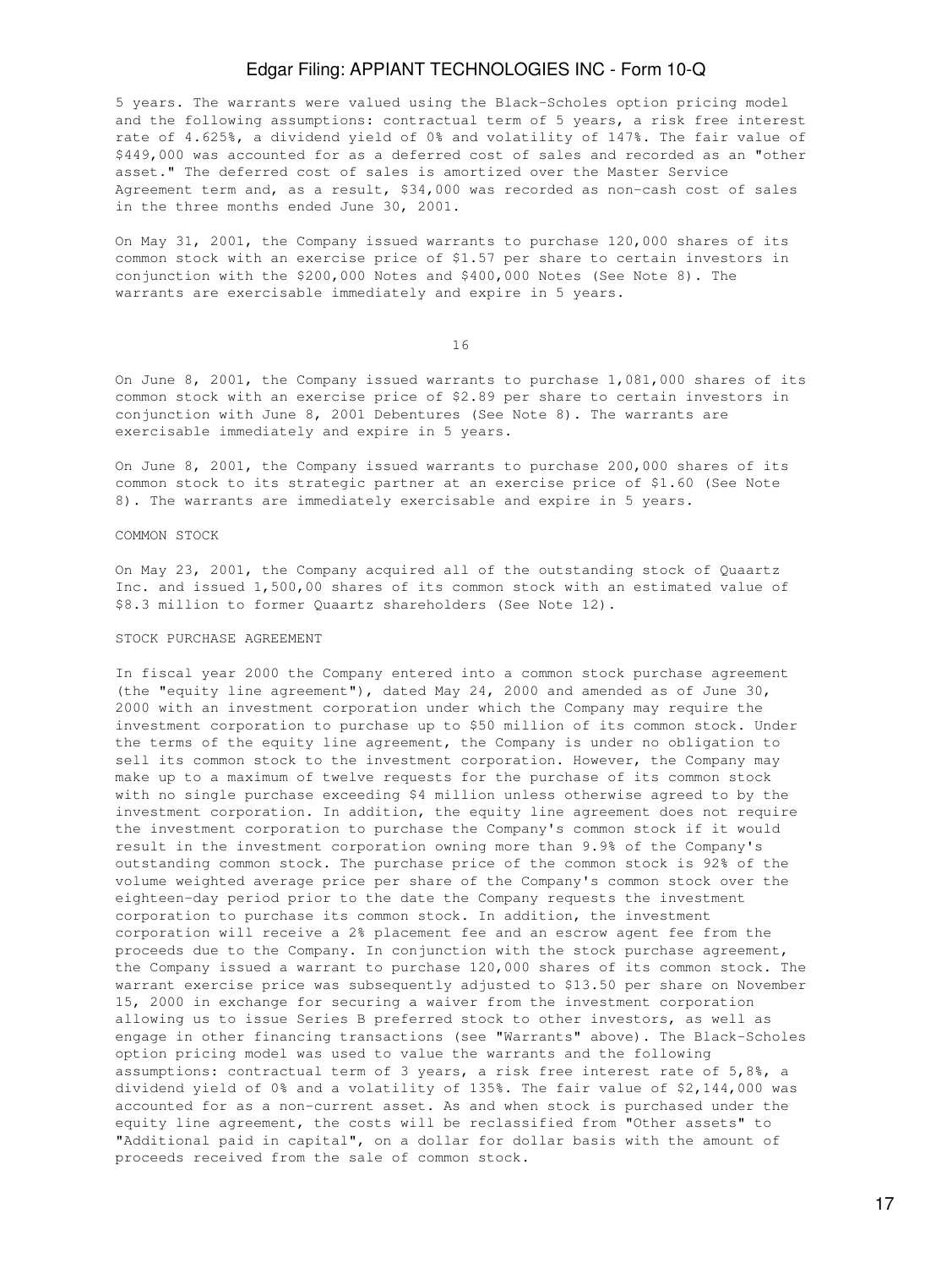5 years. The warrants were valued using the Black-Scholes option pricing model and the following assumptions: contractual term of 5 years, a risk free interest rate of 4.625%, a dividend yield of 0% and volatility of 147%. The fair value of $449,000 was accounted for as a deferred cost of sales and recorded as an "other asset." The deferred cost of sales is amortized over the Master Service Agreement term and, as a result, $34,000 was recorded as non-cash cost of sales in the three months ended June 30, 2001.

On May 31, 2001, the Company issued warrants to purchase 120,000 shares of its common stock with an exercise price of $1.57 per share to certain investors in conjunction with the $200,000 Notes and $400,000 Notes (See Note 8). The warrants are exercisable immediately and expire in 5 years.

On June 8, 2001, the Company issued warrants to purchase 1,081,000 shares of its common stock with an exercise price of $2.89 per share to certain investors in conjunction with June 8, 2001 Debentures (See Note 8). The warrants are exercisable immediately and expire in 5 years.

On June 8, 2001, the Company issued warrants to purchase 200,000 shares of its common stock to its strategic partner at an exercise price of $1.60 (See Note 8). The warrants are immediately exercisable and expire in 5 years.

COMMON STOCK

On May 23, 2001, the Company acquired all of the outstanding stock of Quaartz Inc. and issued 1,500,00 shares of its common stock with an estimated value of $8.3 million to former Quaartz shareholders (See Note 12).

STOCK PURCHASE AGREEMENT

In fiscal year 2000 the Company entered into a common stock purchase agreement (the "equity line agreement"), dated May 24, 2000 and amended as of June 30, 2000 with an investment corporation under which the Company may require the investment corporation to purchase up to $50 million of its common stock. Under the terms of the equity line agreement, the Company is under no obligation to sell its common stock to the investment corporation. However, the Company may make up to a maximum of twelve requests for the purchase of its common stock with no single purchase exceeding $4 million unless otherwise agreed to by the investment corporation. In addition, the equity line agreement does not require the investment corporation to purchase the Company's common stock if it would result in the investment corporation owning more than 9.9% of the Company's outstanding common stock. The purchase price of the common stock is 92% of the volume weighted average price per share of the Company's common stock over the eighteen-day period prior to the date the Company requests the investment corporation to purchase its common stock. In addition, the investment corporation will receive a 2% placement fee and an escrow agent fee from the proceeds due to the Company. In conjunction with the stock purchase agreement, the Company issued a warrant to purchase 120,000 shares of its common stock. The warrant exercise price was subsequently adjusted to $13.50 per share on November 15, 2000 in exchange for securing a waiver from the investment corporation allowing us to issue Series B preferred stock to other investors, as well as engage in other financing transactions (see "Warrants" above). The Black-Scholes option pricing model was used to value the warrants and the following assumptions: contractual term of 3 years, a risk free interest rate of 5,8%, a dividend yield of 0% and a volatility of 135%. The fair value of $2,144,000 was accounted for as a non-current asset. As and when stock is purchased under the equity line agreement, the costs will be reclassified from "Other assets" to "Additional paid in capital", on a dollar for dollar basis with the amount of proceeds received from the sale of common stock.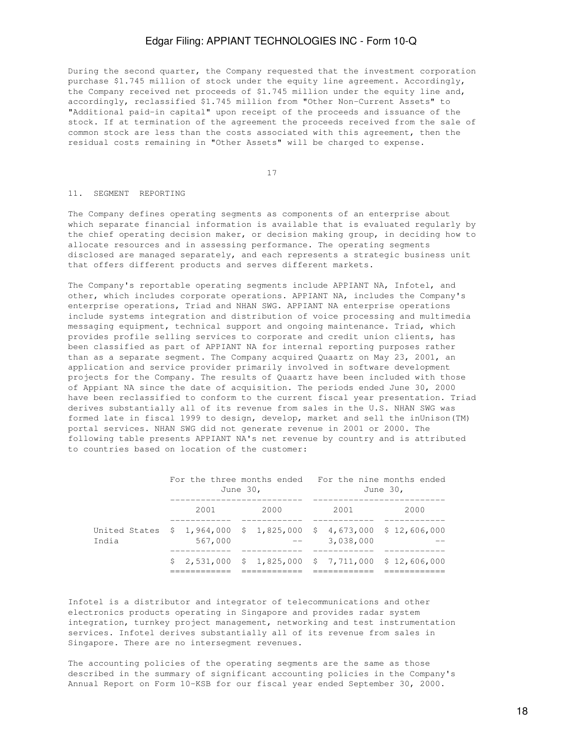During the second quarter, the Company requested that the investment corporation purchase $1.745 million of stock under the equity line agreement. Accordingly, the Company received net proceeds of $1.745 million under the equity line and, accordingly, reclassified $1.745 million from "Other Non-Current Assets" to "Additional paid-in capital" upon receipt of the proceeds and issuance of the stock. If at termination of the agreement the proceeds received from the sale of common stock are less than the costs associated with this agreement, then the residual costs remaining in "Other Assets" will be charged to expense.

## 11. SEGMENT REPORTING

The Company defines operating segments as components of an enterprise about which separate financial information is available that is evaluated regularly by the chief operating decision maker, or decision making group, in deciding how to allocate resources and in assessing performance. The operating segments disclosed are managed separately, and each represents a strategic business unit that offers different products and serves different markets.

The Company's reportable operating segments include APPIANT NA, Infotel, and other, which includes corporate operations. APPIANT NA, includes the Company's enterprise operations, Triad and NHAN SWG. APPIANT NA enterprise operations include systems integration and distribution of voice processing and multimedia messaging equipment, technical support and ongoing maintenance. Triad, which provides profile selling services to corporate and credit union clients, has been classified as part of APPIANT NA for internal reporting purposes rather than as a separate segment. The Company acquired Quaartz on May 23, 2001, an application and service provider primarily involved in software development projects for the Company. The results of Quaartz have been included with those of Appiant NA since the date of acquisition. The periods ended June 30, 2000 have been reclassified to conform to the current fiscal year presentation. Triad derives substantially all of its revenue from sales in the U.S. NHAN SWG was formed late in fiscal 1999 to design, develop, market and sell the inUnison(TM) portal services. NHAN SWG did not generate revenue in 2001 or 2000. The following table presents APPIANT NA's net revenue by country and is attributed to countries based on location of the customer:

| | For the three months ended June 30, | | For the nine months ended June 30, | |
|---|---|---|---|---|
| | 2001 | 2000 | 2001 | 2000 |
| United States | $ 1,964,000 | $ 1,825,000 | $ 4,673,000 | $ 12,606,000 |
| India | 567,000 | -- | 3,038,000 | -- |
| | $ 2,531,000 | $ 1,825,000 | $ 7,711,000 | $ 12,606,000 |

Infotel is a distributor and integrator of telecommunications and other electronics products operating in Singapore and provides radar system integration, turnkey project management, networking and test instrumentation services. Infotel derives substantially all of its revenue from sales in Singapore. There are no intersegment revenues.

The accounting policies of the operating segments are the same as those described in the summary of significant accounting policies in the Company's Annual Report on Form 10-KSB for our fiscal year ended September 30, 2000.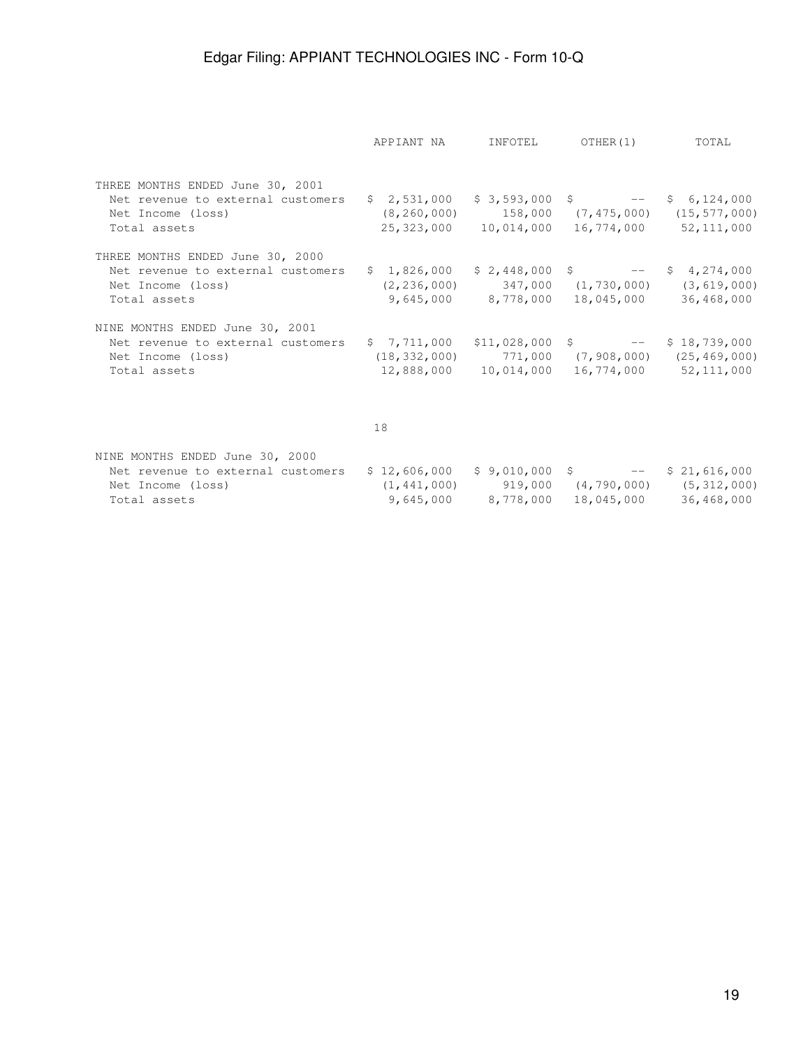| | APPIANT NA | INFOTEL | OTHER(1) | TOTAL |
|---|---|---|---|---|
| THREE MONTHS ENDED June 30, 2001 | | | | |
| Net revenue to external customers | $ 2,531,000 | $ 3,593,000 | $ -- | $ 6,124,000 |
| Net Income (loss) | (8,260,000) | 158,000 | (7,475,000) | (15,577,000) |
| Total assets | 25,323,000 | 10,014,000 | 16,774,000 | 52,111,000 |
| THREE MONTHS ENDED June 30, 2000 | | | | |
| Net revenue to external customers | $ 1,826,000 | $ 2,448,000 | $ -- | $ 4,274,000 |
| Net Income (loss) | (2,236,000) | 347,000 | (1,730,000) | (3,619,000) |
| Total assets | 9,645,000 | 8,778,000 | 18,045,000 | 36,468,000 |
| NINE MONTHS ENDED June 30, 2001 | | | | |
| Net revenue to external customers | $ 7,711,000 | $11,028,000 | $ -- | $ 18,739,000 |
| Net Income (loss) | (18,332,000) | 771,000 | (7,908,000) | (25,469,000) |
| Total assets | 12,888,000 | 10,014,000 | 16,774,000 | 52,111,000 |
| NINE MONTHS ENDED June 30, 2000 | | | | |
| Net revenue to external customers | $ 12,606,000 | $ 9,010,000 | $ -- | $ 21,616,000 |
| Net Income (loss) | (1,441,000) | 919,000 | (4,790,000) | (5,312,000) |
| Total assets | 9,645,000 | 8,778,000 | 18,045,000 | 36,468,000 |